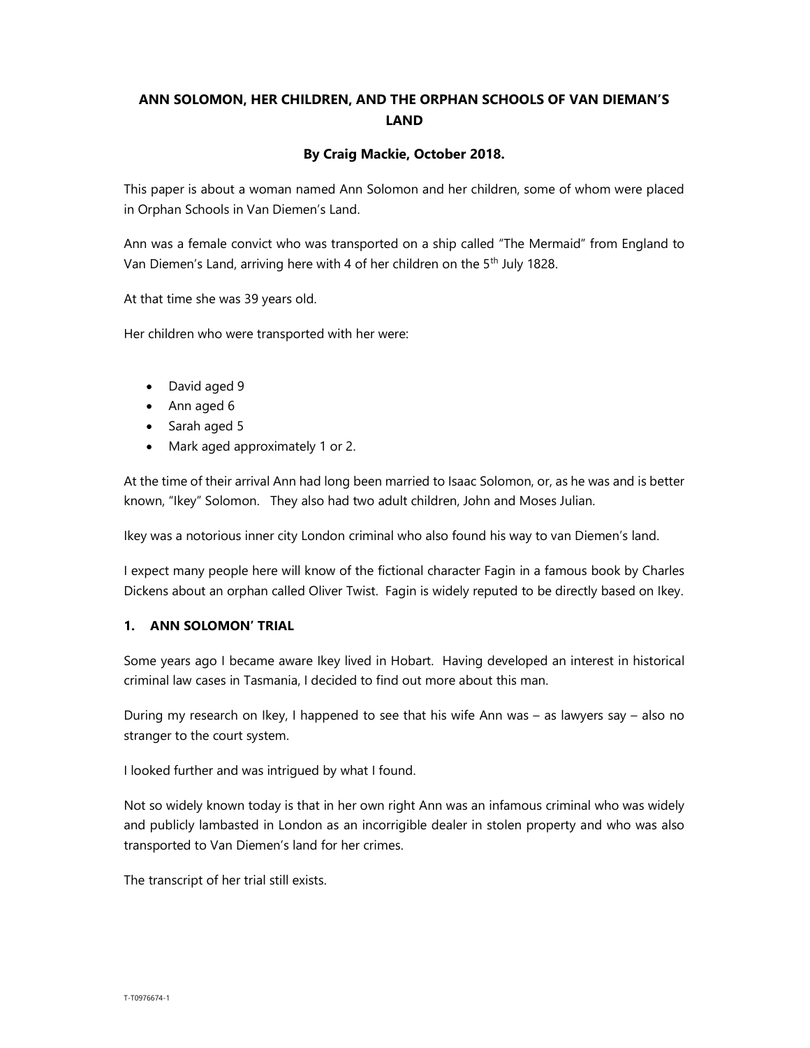# ANN SOLOMON, HER CHILDREN, AND THE ORPHAN SCHOOLS OF VAN DIEMAN'S LAND

**By Craig Mackie, October 2018.**

This paper is about a woman named Ann Solomon and her children, some of whom were placed in Orphan Schools in Van Diemen's Land.

Ann was a female convict who was transported on a ship called "The Mermaid" from England to Van Diemen's Land, arriving here with 4 of her children on the 5th July 1828.

At that time she was 39 years old.

Her children who were transported with her were:

- David aged 9
- Ann aged 6
- Sarah aged 5
- Mark aged approximately 1 or 2.

At the time of their arrival Ann had long been married to Isaac Solomon, or, as he was and is better known, "Ikey" Solomon. They also had two adult children, John and Moses Julian.

Ikey was a notorious inner city London criminal who also found his way to van Diemen's land.

I expect many people here will know of the fictional character Fagin in a famous book by Charles Dickens about an orphan called Oliver Twist. Fagin is widely reputed to be directly based on Ikey.

## 1. ANN SOLOMON' TRIAL

Some years ago I became aware Ikey lived in Hobart. Having developed an interest in historical criminal law cases in Tasmania, I decided to find out more about this man.

During my research on Ikey, I happened to see that his wife Ann was – as lawyers say – also no stranger to the court system.

I looked further and was intrigued by what I found.

Not so widely known today is that in her own right Ann was an infamous criminal who was widely and publicly lambasted in London as an incorrigible dealer in stolen property and who was also transported to Van Diemen's land for her crimes.

The transcript of her trial still exists.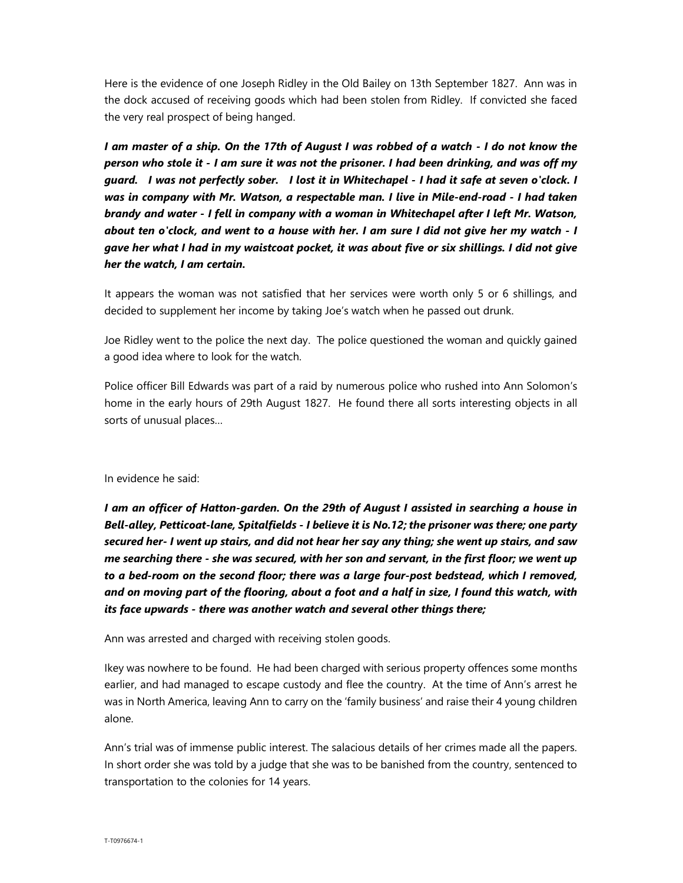Here is the evidence of one Joseph Ridley in the Old Bailey on 13th September 1827. Ann was in the dock accused of receiving goods which had been stolen from Ridley. If convicted she faced the very real prospect of being hanged.

***I am master of a ship. On the 17th of August I was robbed of a watch - I do not know the person who stole it - I am sure it was not the prisoner. I had been drinking, and was off my guard. I was not perfectly sober. I lost it in Whitechapel - I had it safe at seven o'clock. I was in company with Mr. Watson, a respectable man. I live in Mile-end-road - I had taken brandy and water - I fell in company with a woman in Whitechapel after I left Mr. Watson, about ten o'clock, and went to a house with her. I am sure I did not give her my watch - I gave her what I had in my waistcoat pocket, it was about five or six shillings. I did not give her the watch, I am certain.***

It appears the woman was not satisfied that her services were worth only 5 or 6 shillings, and decided to supplement her income by taking Joe's watch when he passed out drunk.

Joe Ridley went to the police the next day. The police questioned the woman and quickly gained a good idea where to look for the watch.

Police officer Bill Edwards was part of a raid by numerous police who rushed into Ann Solomon's home in the early hours of 29th August 1827. He found there all sorts interesting objects in all sorts of unusual places…

In evidence he said:

***I am an officer of Hatton-garden. On the 29th of August I assisted in searching a house in Bell-alley, Petticoat-lane, Spitalfields - I believe it is No.12; the prisoner was there; one party secured her- I went up stairs, and did not hear her say any thing; she went up stairs, and saw me searching there - she was secured, with her son and servant, in the first floor; we went up to a bed-room on the second floor; there was a large four-post bedstead, which I removed, and on moving part of the flooring, about a foot and a half in size, I found this watch, with its face upwards - there was another watch and several other things there;***

Ann was arrested and charged with receiving stolen goods.

Ikey was nowhere to be found. He had been charged with serious property offences some months earlier, and had managed to escape custody and flee the country. At the time of Ann's arrest he was in North America, leaving Ann to carry on the 'family business' and raise their 4 young children alone.

Ann's trial was of immense public interest. The salacious details of her crimes made all the papers. In short order she was told by a judge that she was to be banished from the country, sentenced to transportation to the colonies for 14 years.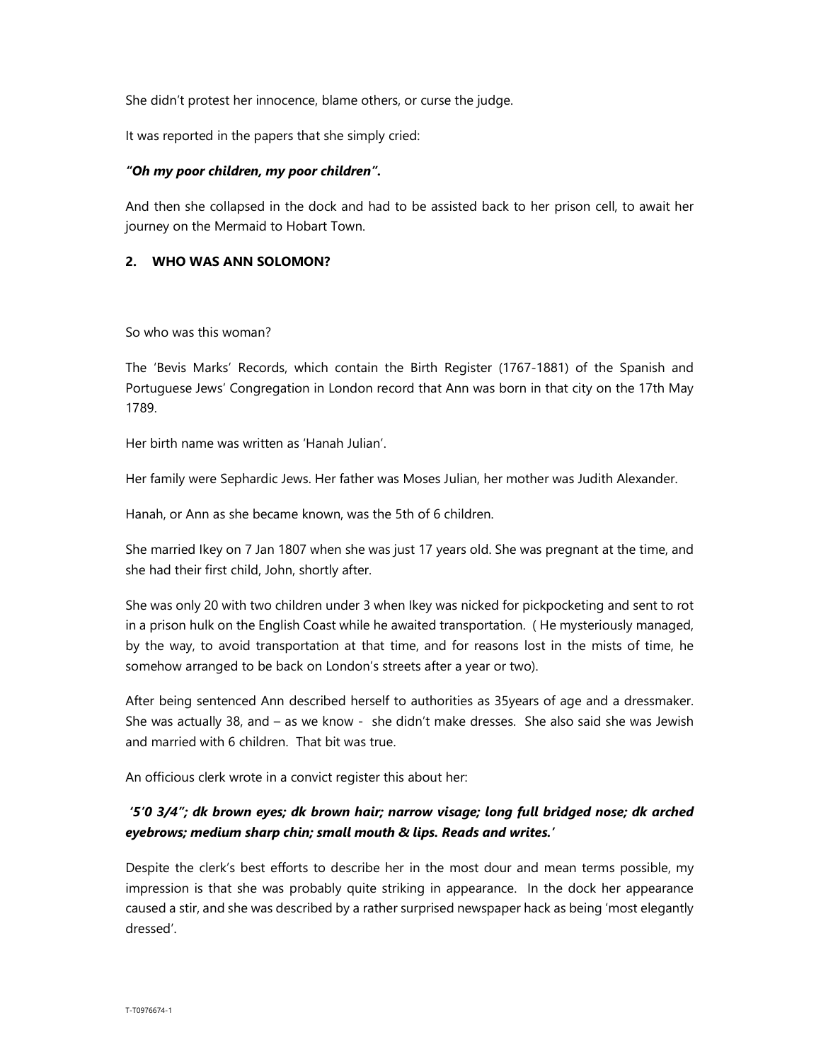She didn't protest her innocence, blame others, or curse the judge.

It was reported in the papers that she simply cried:

***"Oh my poor children, my poor children".***

And then she collapsed in the dock and had to be assisted back to her prison cell, to await her journey on the Mermaid to Hobart Town.

## 2. WHO WAS ANN SOLOMON?

So who was this woman?

The 'Bevis Marks' Records, which contain the Birth Register (1767-1881) of the Spanish and Portuguese Jews' Congregation in London record that Ann was born in that city on the 17th May 1789.

Her birth name was written as 'Hanah Julian'.

Her family were Sephardic Jews. Her father was Moses Julian, her mother was Judith Alexander.

Hanah, or Ann as she became known, was the 5th of 6 children.

She married Ikey on 7 Jan 1807 when she was just 17 years old. She was pregnant at the time, and she had their first child, John, shortly after.

She was only 20 with two children under 3 when Ikey was nicked for pickpocketing and sent to rot in a prison hulk on the English Coast while he awaited transportation. ( He mysteriously managed, by the way, to avoid transportation at that time, and for reasons lost in the mists of time, he somehow arranged to be back on London's streets after a year or two).

After being sentenced Ann described herself to authorities as 35years of age and a dressmaker. She was actually 38, and – as we know - she didn't make dresses. She also said she was Jewish and married with 6 children. That bit was true.

An officious clerk wrote in a convict register this about her:

***'5'0 3/4"; dk brown eyes; dk brown hair; narrow visage; long full bridged nose; dk arched eyebrows; medium sharp chin; small mouth & lips. Reads and writes.'***

Despite the clerk's best efforts to describe her in the most dour and mean terms possible, my impression is that she was probably quite striking in appearance. In the dock her appearance caused a stir, and she was described by a rather surprised newspaper hack as being 'most elegantly dressed'.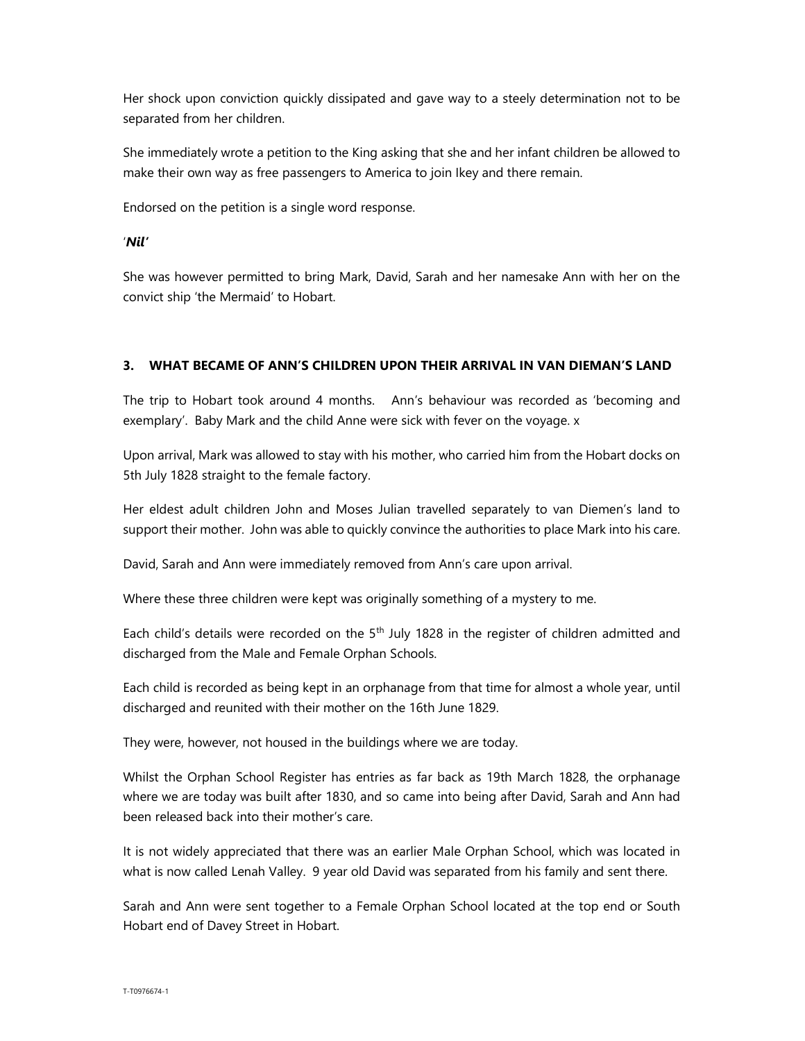Her shock upon conviction quickly dissipated and gave way to a steely determination not to be separated from her children.

She immediately wrote a petition to the King asking that she and her infant children be allowed to make their own way as free passengers to America to join Ikey and there remain.

Endorsed on the petition is a single word response.

'***Nil'***

She was however permitted to bring Mark, David, Sarah and her namesake Ann with her on the convict ship 'the Mermaid' to Hobart.

### 3. WHAT BECAME OF ANN'S CHILDREN UPON THEIR ARRIVAL IN VAN DIEMAN'S LAND

The trip to Hobart took around 4 months. Ann's behaviour was recorded as 'becoming and exemplary'. Baby Mark and the child Anne were sick with fever on the voyage. x

Upon arrival, Mark was allowed to stay with his mother, who carried him from the Hobart docks on 5th July 1828 straight to the female factory.

Her eldest adult children John and Moses Julian travelled separately to van Diemen's land to support their mother. John was able to quickly convince the authorities to place Mark into his care.

David, Sarah and Ann were immediately removed from Ann's care upon arrival.

Where these three children were kept was originally something of a mystery to me.

Each child's details were recorded on the 5th July 1828 in the register of children admitted and discharged from the Male and Female Orphan Schools.

Each child is recorded as being kept in an orphanage from that time for almost a whole year, until discharged and reunited with their mother on the 16th June 1829.

They were, however, not housed in the buildings where we are today.

Whilst the Orphan School Register has entries as far back as 19th March 1828, the orphanage where we are today was built after 1830, and so came into being after David, Sarah and Ann had been released back into their mother's care.

It is not widely appreciated that there was an earlier Male Orphan School, which was located in what is now called Lenah Valley. 9 year old David was separated from his family and sent there.

Sarah and Ann were sent together to a Female Orphan School located at the top end or South Hobart end of Davey Street in Hobart.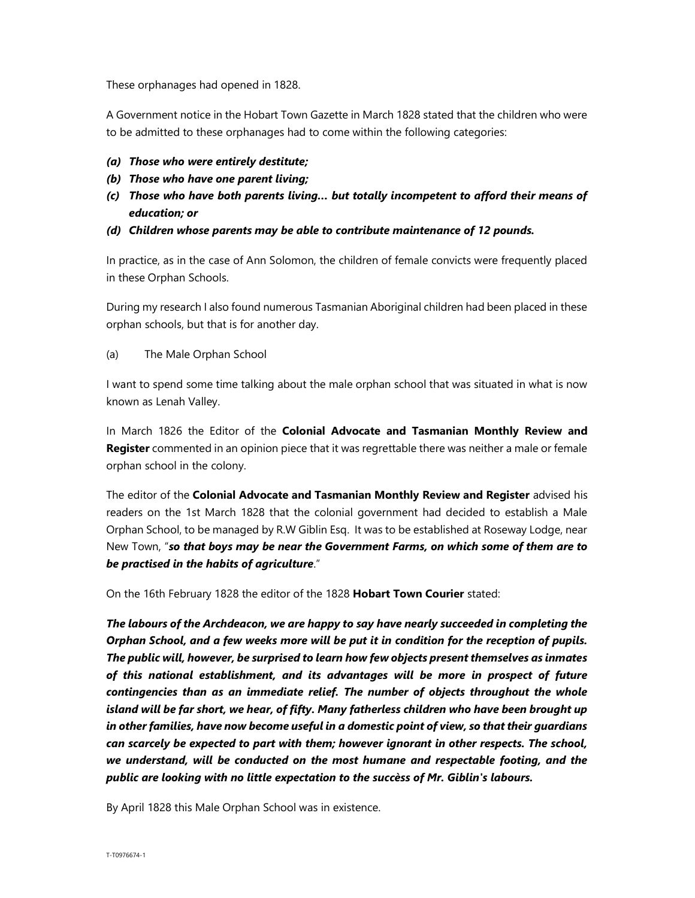These orphanages had opened in 1828.

A Government notice in the Hobart Town Gazette in March 1828 stated that the children who were to be admitted to these orphanages had to come within the following categories:

- ***(a) Those who were entirely destitute;***
- ***(b) Those who have one parent living;***
- ***(c) Those who have both parents living… but totally incompetent to afford their means of education; or***
- ***(d) Children whose parents may be able to contribute maintenance of 12 pounds.***

In practice, as in the case of Ann Solomon, the children of female convicts were frequently placed in these Orphan Schools.

During my research I also found numerous Tasmanian Aboriginal children had been placed in these orphan schools, but that is for another day.

(a) The Male Orphan School

I want to spend some time talking about the male orphan school that was situated in what is now known as Lenah Valley.

In March 1826 the Editor of the **Colonial Advocate and Tasmanian Monthly Review and Register** commented in an opinion piece that it was regrettable there was neither a male or female orphan school in the colony.

The editor of the **Colonial Advocate and Tasmanian Monthly Review and Register** advised his readers on the 1st March 1828 that the colonial government had decided to establish a Male Orphan School, to be managed by R.W Giblin Esq. It was to be established at Roseway Lodge, near New Town, "***so that boys may be near the Government Farms, on which some of them are to be practised in the habits of agriculture***."

On the 16th February 1828 the editor of the 1828 **Hobart Town Courier** stated:

***The labours of the Archdeacon, we are happy to say have nearly succeeded in completing the Orphan School, and a few weeks more will be put it in condition for the reception of pupils. The public will, however, be surprised to learn how few objects present themselves as inmates of this national establishment, and its advantages will be more in prospect of future contingencies than as an immediate relief. The number of objects throughout the whole island will be far short, we hear, of fifty. Many fatherless children who have been brought up in other families, have now become useful in a domestic point of view, so that their guardians can scarcely be expected to part with them; however ignorant in other respects. The school, we understand, will be conducted on the most humane and respectable footing, and the public are looking with no little expectation to the succèss of Mr. Giblin's labours.***

By April 1828 this Male Orphan School was in existence.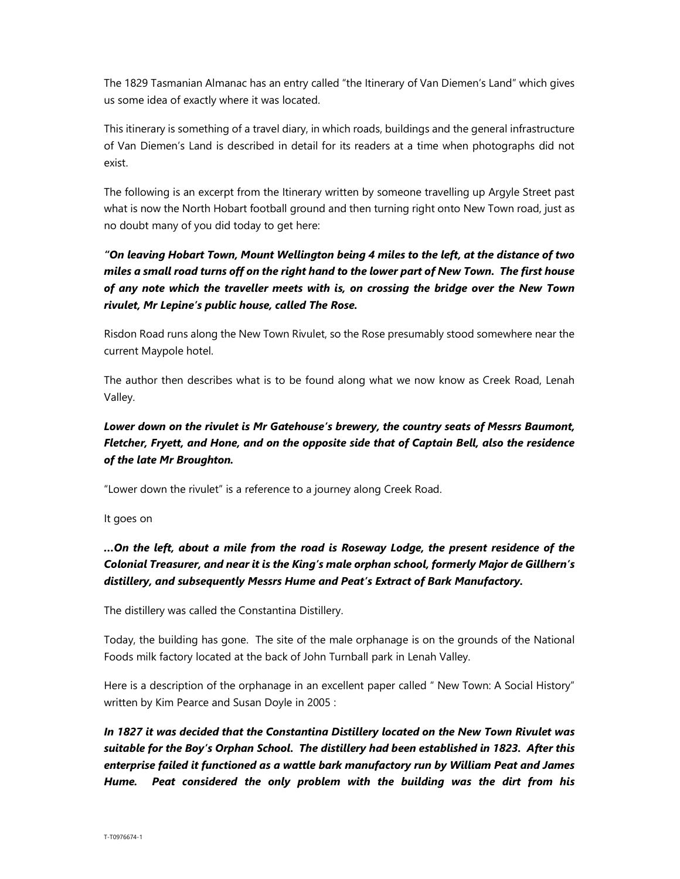The 1829 Tasmanian Almanac has an entry called "the Itinerary of Van Diemen's Land" which gives us some idea of exactly where it was located.

This itinerary is something of a travel diary, in which roads, buildings and the general infrastructure of Van Diemen's Land is described in detail for its readers at a time when photographs did not exist.

The following is an excerpt from the Itinerary written by someone travelling up Argyle Street past what is now the North Hobart football ground and then turning right onto New Town road, just as no doubt many of you did today to get here:

***"On leaving Hobart Town, Mount Wellington being 4 miles to the left, at the distance of two miles a small road turns off on the right hand to the lower part of New Town. The first house of any note which the traveller meets with is, on crossing the bridge over the New Town rivulet, Mr Lepine's public house, called The Rose.***

Risdon Road runs along the New Town Rivulet, so the Rose presumably stood somewhere near the current Maypole hotel.

The author then describes what is to be found along what we now know as Creek Road, Lenah Valley.

***Lower down on the rivulet is Mr Gatehouse's brewery, the country seats of Messrs Baumont, Fletcher, Fryett, and Hone, and on the opposite side that of Captain Bell, also the residence of the late Mr Broughton.***

"Lower down the rivulet" is a reference to a journey along Creek Road.

It goes on

***…On the left, about a mile from the road is Roseway Lodge, the present residence of the Colonial Treasurer, and near it is the King's male orphan school, formerly Major de Gillhern's distillery, and subsequently Messrs Hume and Peat's Extract of Bark Manufactory.***

The distillery was called the Constantina Distillery.

Today, the building has gone. The site of the male orphanage is on the grounds of the National Foods milk factory located at the back of John Turnball park in Lenah Valley.

Here is a description of the orphanage in an excellent paper called " New Town: A Social History" written by Kim Pearce and Susan Doyle in 2005 :

***In 1827 it was decided that the Constantina Distillery located on the New Town Rivulet was suitable for the Boy's Orphan School. The distillery had been established in 1823. After this enterprise failed it functioned as a wattle bark manufactory run by William Peat and James Hume. Peat considered the only problem with the building was the dirt from his***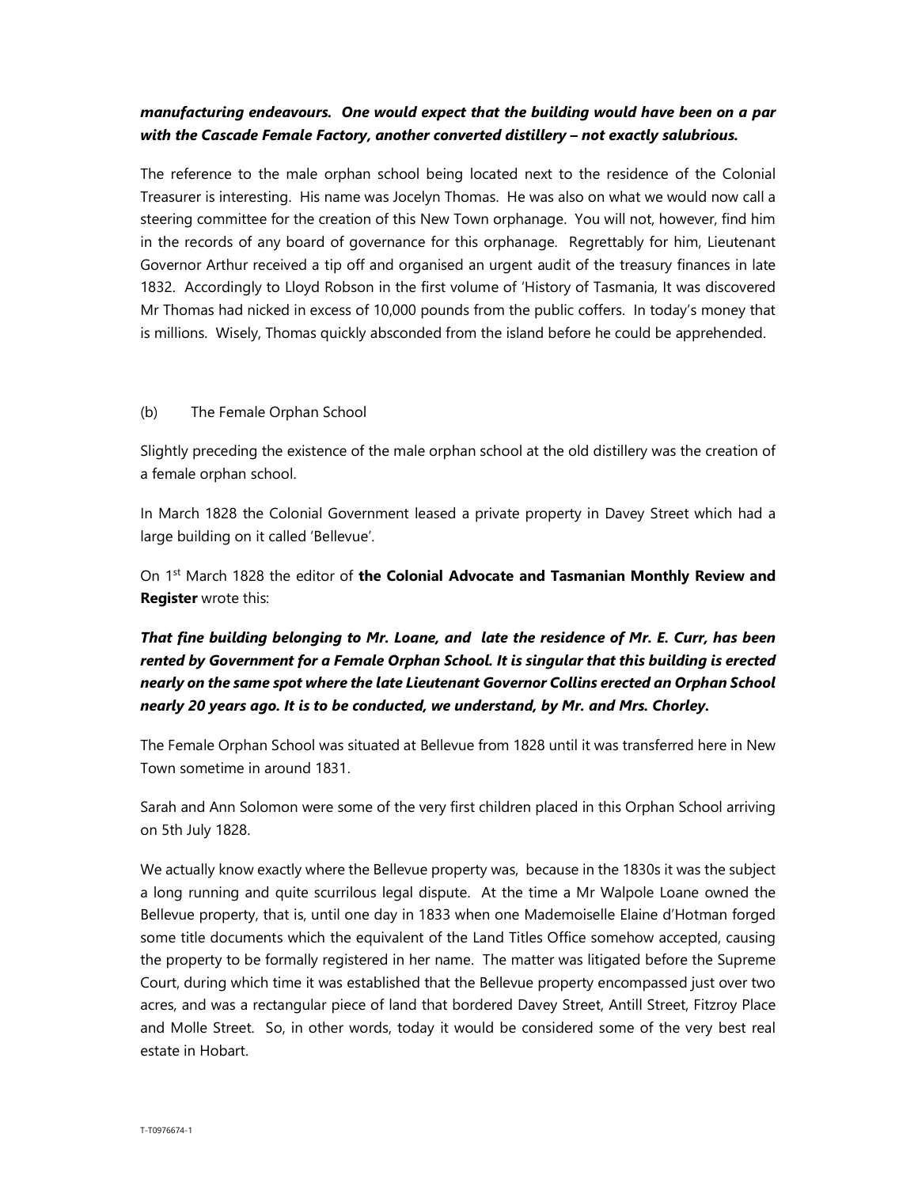***manufacturing endeavours. One would expect that the building would have been on a par with the Cascade Female Factory, another converted distillery – not exactly salubrious.***

The reference to the male orphan school being located next to the residence of the Colonial Treasurer is interesting. His name was Jocelyn Thomas. He was also on what we would now call a steering committee for the creation of this New Town orphanage. You will not, however, find him in the records of any board of governance for this orphanage. Regrettably for him, Lieutenant Governor Arthur received a tip off and organised an urgent audit of the treasury finances in late 1832. Accordingly to Lloyd Robson in the first volume of 'History of Tasmania, It was discovered Mr Thomas had nicked in excess of 10,000 pounds from the public coffers. In today's money that is millions. Wisely, Thomas quickly absconded from the island before he could be apprehended.

(b) The Female Orphan School

Slightly preceding the existence of the male orphan school at the old distillery was the creation of a female orphan school.

In March 1828 the Colonial Government leased a private property in Davey Street which had a large building on it called 'Bellevue'.

On 1st March 1828 the editor of **the Colonial Advocate and Tasmanian Monthly Review and Register** wrote this:

***That fine building belonging to Mr. Loane, and late the residence of Mr. E. Curr, has been rented by Government for a Female Orphan School. It is singular that this building is erected nearly on the same spot where the late Lieutenant Governor Collins erected an Orphan School nearly 20 years ago. It is to be conducted, we understand, by Mr. and Mrs. Chorley.***

The Female Orphan School was situated at Bellevue from 1828 until it was transferred here in New Town sometime in around 1831.

Sarah and Ann Solomon were some of the very first children placed in this Orphan School arriving on 5th July 1828.

We actually know exactly where the Bellevue property was, because in the 1830s it was the subject a long running and quite scurrilous legal dispute. At the time a Mr Walpole Loane owned the Bellevue property, that is, until one day in 1833 when one Mademoiselle Elaine d'Hotman forged some title documents which the equivalent of the Land Titles Office somehow accepted, causing the property to be formally registered in her name. The matter was litigated before the Supreme Court, during which time it was established that the Bellevue property encompassed just over two acres, and was a rectangular piece of land that bordered Davey Street, Antill Street, Fitzroy Place and Molle Street. So, in other words, today it would be considered some of the very best real estate in Hobart.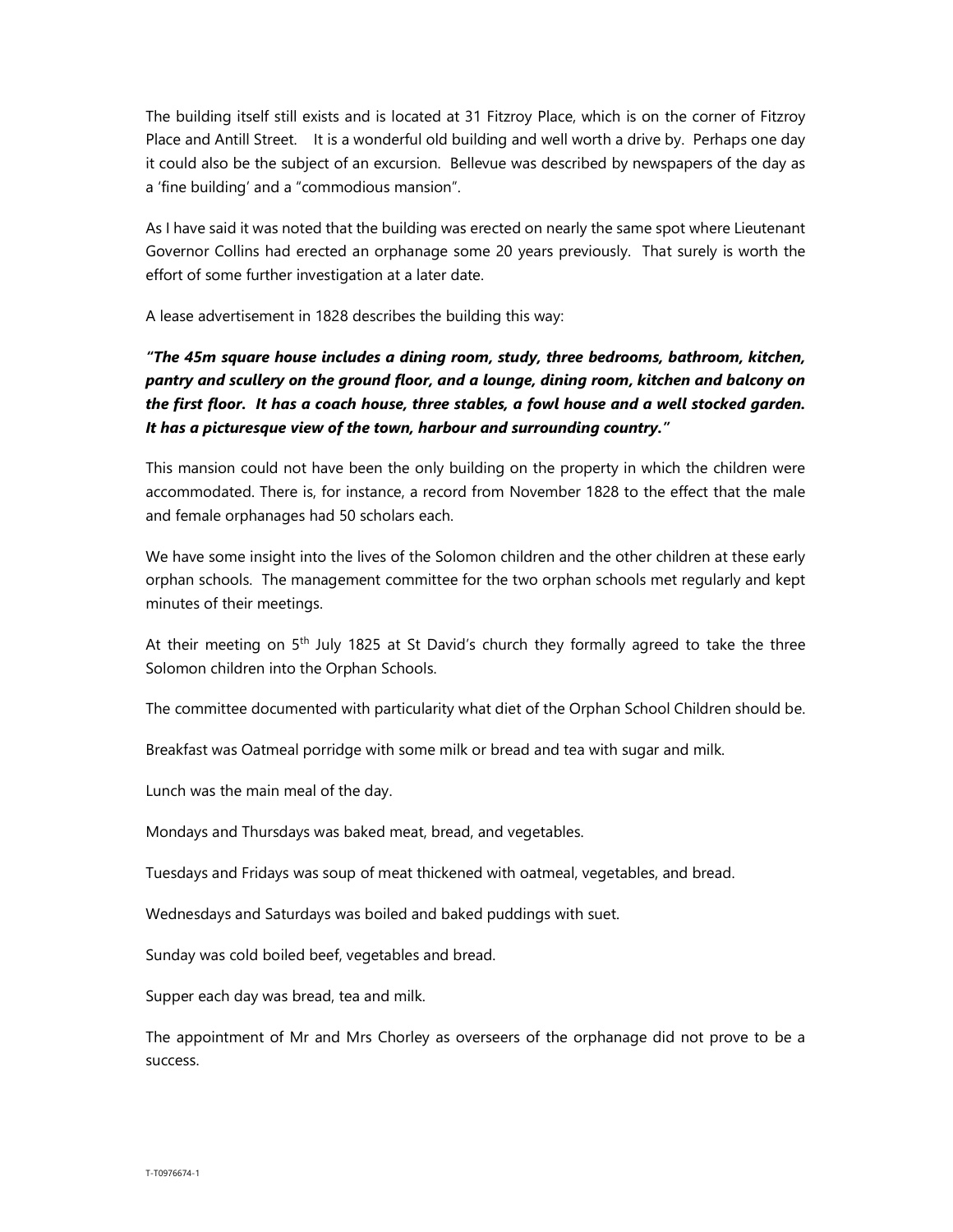The building itself still exists and is located at 31 Fitzroy Place, which is on the corner of Fitzroy Place and Antill Street. It is a wonderful old building and well worth a drive by. Perhaps one day it could also be the subject of an excursion. Bellevue was described by newspapers of the day as a 'fine building' and a "commodious mansion".

As I have said it was noted that the building was erected on nearly the same spot where Lieutenant Governor Collins had erected an orphanage some 20 years previously. That surely is worth the effort of some further investigation at a later date.

A lease advertisement in 1828 describes the building this way:

***"The 45m square house includes a dining room, study, three bedrooms, bathroom, kitchen, pantry and scullery on the ground floor, and a lounge, dining room, kitchen and balcony on the first floor. It has a coach house, three stables, a fowl house and a well stocked garden. It has a picturesque view of the town, harbour and surrounding country."***

This mansion could not have been the only building on the property in which the children were accommodated. There is, for instance, a record from November 1828 to the effect that the male and female orphanages had 50 scholars each.

We have some insight into the lives of the Solomon children and the other children at these early orphan schools. The management committee for the two orphan schools met regularly and kept minutes of their meetings.

At their meeting on 5th July 1825 at St David's church they formally agreed to take the three Solomon children into the Orphan Schools.

The committee documented with particularity what diet of the Orphan School Children should be.

Breakfast was Oatmeal porridge with some milk or bread and tea with sugar and milk.

Lunch was the main meal of the day.

Mondays and Thursdays was baked meat, bread, and vegetables.

Tuesdays and Fridays was soup of meat thickened with oatmeal, vegetables, and bread.

Wednesdays and Saturdays was boiled and baked puddings with suet.

Sunday was cold boiled beef, vegetables and bread.

Supper each day was bread, tea and milk.

The appointment of Mr and Mrs Chorley as overseers of the orphanage did not prove to be a success.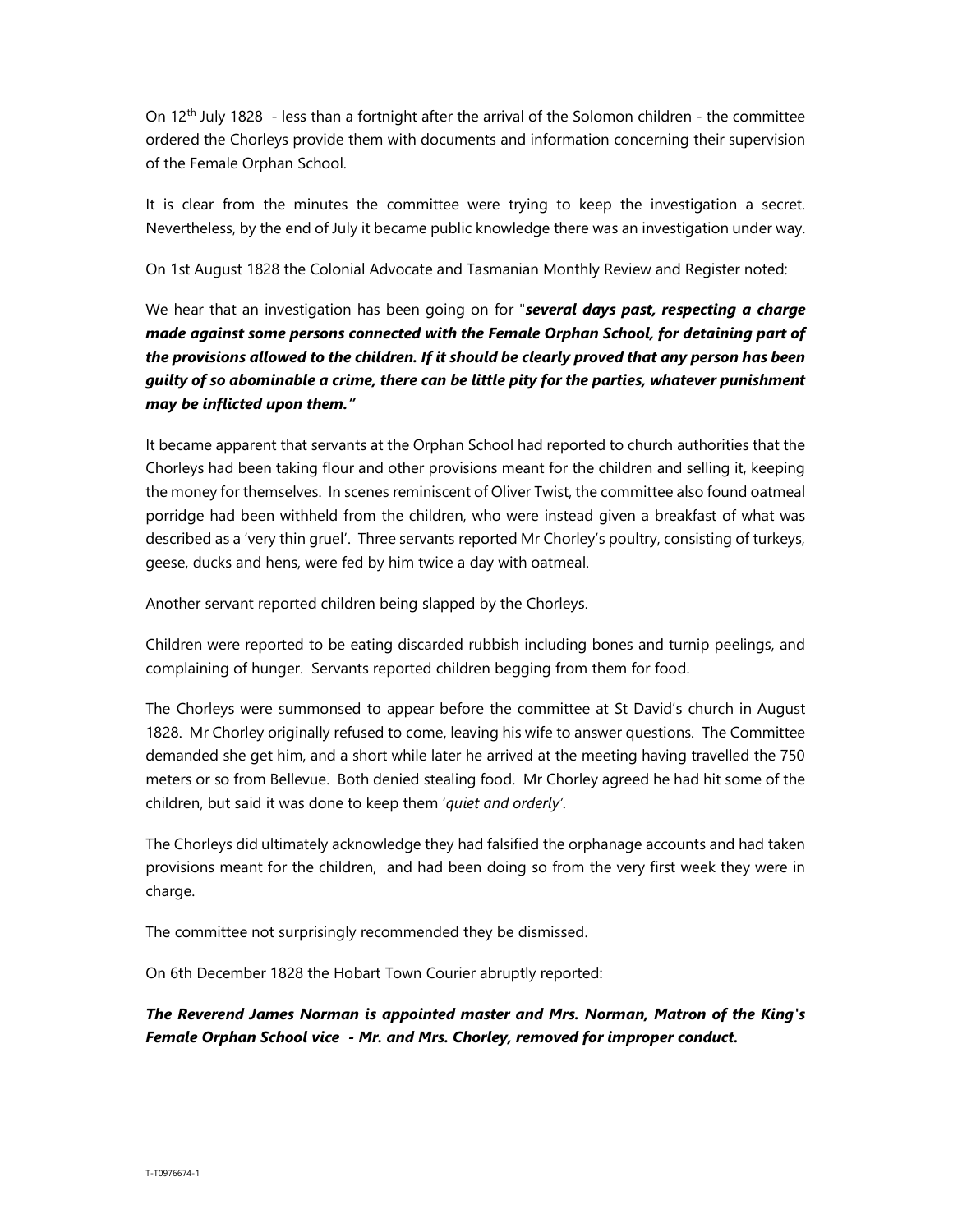On 12th July 1828 - less than a fortnight after the arrival of the Solomon children - the committee ordered the Chorleys provide them with documents and information concerning their supervision of the Female Orphan School.

It is clear from the minutes the committee were trying to keep the investigation a secret. Nevertheless, by the end of July it became public knowledge there was an investigation under way.

On 1st August 1828 the Colonial Advocate and Tasmanian Monthly Review and Register noted:

We hear that an investigation has been going on for "***several days past, respecting a charge made against some persons connected with the Female Orphan School, for detaining part of the provisions allowed to the children. If it should be clearly proved that any person has been guilty of so abominable a crime, there can be little pity for the parties, whatever punishment may be inflicted upon them."***

It became apparent that servants at the Orphan School had reported to church authorities that the Chorleys had been taking flour and other provisions meant for the children and selling it, keeping the money for themselves. In scenes reminiscent of Oliver Twist, the committee also found oatmeal porridge had been withheld from the children, who were instead given a breakfast of what was described as a 'very thin gruel'. Three servants reported Mr Chorley's poultry, consisting of turkeys, geese, ducks and hens, were fed by him twice a day with oatmeal.

Another servant reported children being slapped by the Chorleys.

Children were reported to be eating discarded rubbish including bones and turnip peelings, and complaining of hunger. Servants reported children begging from them for food.

The Chorleys were summonsed to appear before the committee at St David's church in August 1828. Mr Chorley originally refused to come, leaving his wife to answer questions. The Committee demanded she get him, and a short while later he arrived at the meeting having travelled the 750 meters or so from Bellevue. Both denied stealing food. Mr Chorley agreed he had hit some of the children, but said it was done to keep them '*quiet and orderly*'.

The Chorleys did ultimately acknowledge they had falsified the orphanage accounts and had taken provisions meant for the children, and had been doing so from the very first week they were in charge.

The committee not surprisingly recommended they be dismissed.

On 6th December 1828 the Hobart Town Courier abruptly reported:

***The Reverend James Norman is appointed master and Mrs. Norman, Matron of the King's Female Orphan School vice - Mr. and Mrs. Chorley, removed for improper conduct.***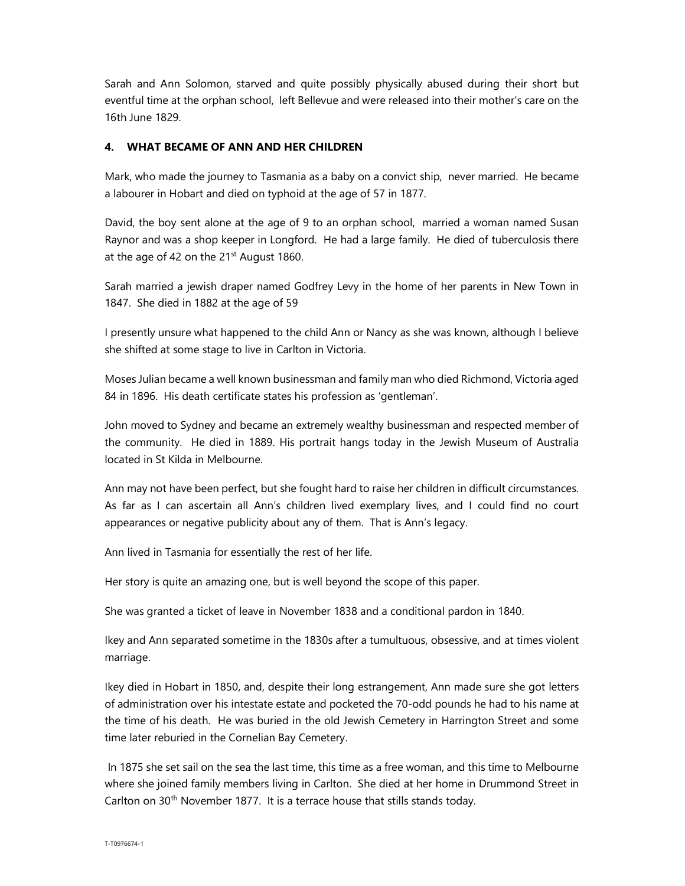Sarah and Ann Solomon, starved and quite possibly physically abused during their short but eventful time at the orphan school, left Bellevue and were released into their mother's care on the 16th June 1829.

## 4. WHAT BECAME OF ANN AND HER CHILDREN

Mark, who made the journey to Tasmania as a baby on a convict ship, never married. He became a labourer in Hobart and died on typhoid at the age of 57 in 1877.

David, the boy sent alone at the age of 9 to an orphan school, married a woman named Susan Raynor and was a shop keeper in Longford. He had a large family. He died of tuberculosis there at the age of 42 on the 21st August 1860.

Sarah married a jewish draper named Godfrey Levy in the home of her parents in New Town in 1847. She died in 1882 at the age of 59

I presently unsure what happened to the child Ann or Nancy as she was known, although I believe she shifted at some stage to live in Carlton in Victoria.

Moses Julian became a well known businessman and family man who died Richmond, Victoria aged 84 in 1896. His death certificate states his profession as 'gentleman'.

John moved to Sydney and became an extremely wealthy businessman and respected member of the community. He died in 1889. His portrait hangs today in the Jewish Museum of Australia located in St Kilda in Melbourne.

Ann may not have been perfect, but she fought hard to raise her children in difficult circumstances. As far as I can ascertain all Ann's children lived exemplary lives, and I could find no court appearances or negative publicity about any of them. That is Ann's legacy.

Ann lived in Tasmania for essentially the rest of her life.

Her story is quite an amazing one, but is well beyond the scope of this paper.

She was granted a ticket of leave in November 1838 and a conditional pardon in 1840.

Ikey and Ann separated sometime in the 1830s after a tumultuous, obsessive, and at times violent marriage.

Ikey died in Hobart in 1850, and, despite their long estrangement, Ann made sure she got letters of administration over his intestate estate and pocketed the 70-odd pounds he had to his name at the time of his death. He was buried in the old Jewish Cemetery in Harrington Street and some time later reburied in the Cornelian Bay Cemetery.

In 1875 she set sail on the sea the last time, this time as a free woman, and this time to Melbourne where she joined family members living in Carlton. She died at her home in Drummond Street in Carlton on 30th November 1877. It is a terrace house that stills stands today.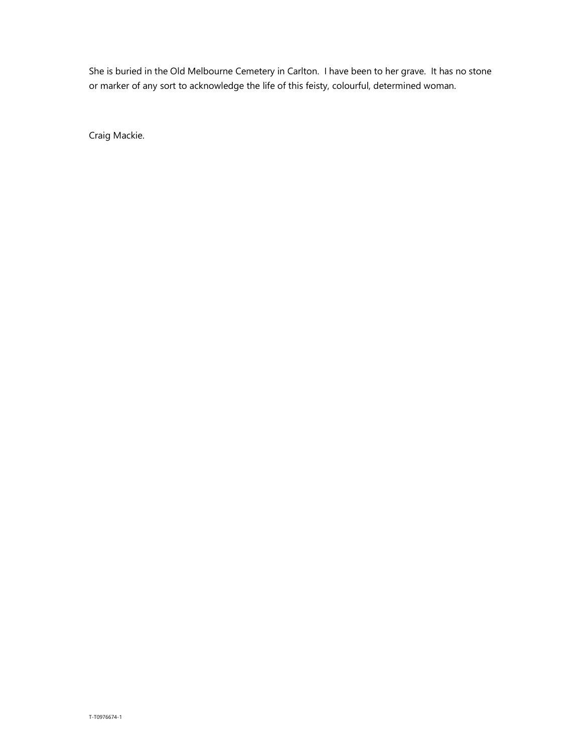She is buried in the Old Melbourne Cemetery in Carlton. I have been to her grave. It has no stone or marker of any sort to acknowledge the life of this feisty, colourful, determined woman.

Craig Mackie.

T-T0976674-1